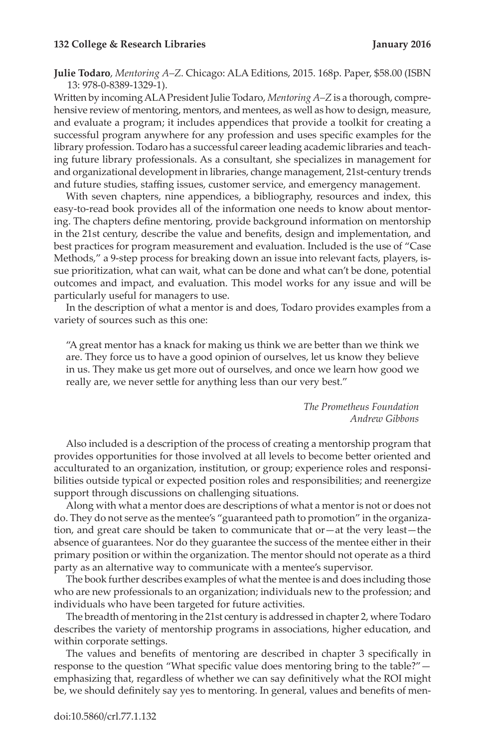**Julie Todaro**, *Mentoring A–Z*. Chicago: ALA Editions, 2015. 168p. Paper, $58.00 (ISBN 13: 978-0-8389-1329-1).

Written by incoming ALA President Julie Todaro, *Mentoring A–Z* is a thorough, comprehensive review of mentoring, mentors, and mentees, as well as how to design, measure, and evaluate a program; it includes appendices that provide a toolkit for creating a successful program anywhere for any profession and uses specific examples for the library profession. Todaro has a successful career leading academic libraries and teaching future library professionals. As a consultant, she specializes in management for and organizational development in libraries, change management, 21st-century trends and future studies, staffing issues, customer service, and emergency management.

With seven chapters, nine appendices, a bibliography, resources and index, this easy-to-read book provides all of the information one needs to know about mentoring. The chapters define mentoring, provide background information on mentorship in the 21st century, describe the value and benefits, design and implementation, and best practices for program measurement and evaluation. Included is the use of "Case Methods," a 9-step process for breaking down an issue into relevant facts, players, issue prioritization, what can wait, what can be done and what can't be done, potential outcomes and impact, and evaluation. This model works for any issue and will be particularly useful for managers to use.

In the description of what a mentor is and does, Todaro provides examples from a variety of sources such as this one:

> "A great mentor has a knack for making us think we are better than we think we are. They force us to have a good opinion of ourselves, let us know they believe in us. They make us get more out of ourselves, and once we learn how good we really are, we never settle for anything less than our very best."
>
> *The Prometheus Foundation*
> *Andrew Gibbons*

Also included is a description of the process of creating a mentorship program that provides opportunities for those involved at all levels to become better oriented and acculturated to an organization, institution, or group; experience roles and responsibilities outside typical or expected position roles and responsibilities; and reenergize support through discussions on challenging situations.

Along with what a mentor does are descriptions of what a mentor is not or does not do. They do not serve as the mentee's "guaranteed path to promotion" in the organization, and great care should be taken to communicate that or—at the very least—the absence of guarantees. Nor do they guarantee the success of the mentee either in their primary position or within the organization. The mentor should not operate as a third party as an alternative way to communicate with a mentee's supervisor.

The book further describes examples of what the mentee is and does including those who are new professionals to an organization; individuals new to the profession; and individuals who have been targeted for future activities.

The breadth of mentoring in the 21st century is addressed in chapter 2, where Todaro describes the variety of mentorship programs in associations, higher education, and within corporate settings.

The values and benefits of mentoring are described in chapter 3 specifically in response to the question "What specific value does mentoring bring to the table?"—emphasizing that, regardless of whether we can say definitively what the ROI might be, we should definitely say yes to mentoring. In general, values and benefits of men-

doi:10.5860/crl.77.1.132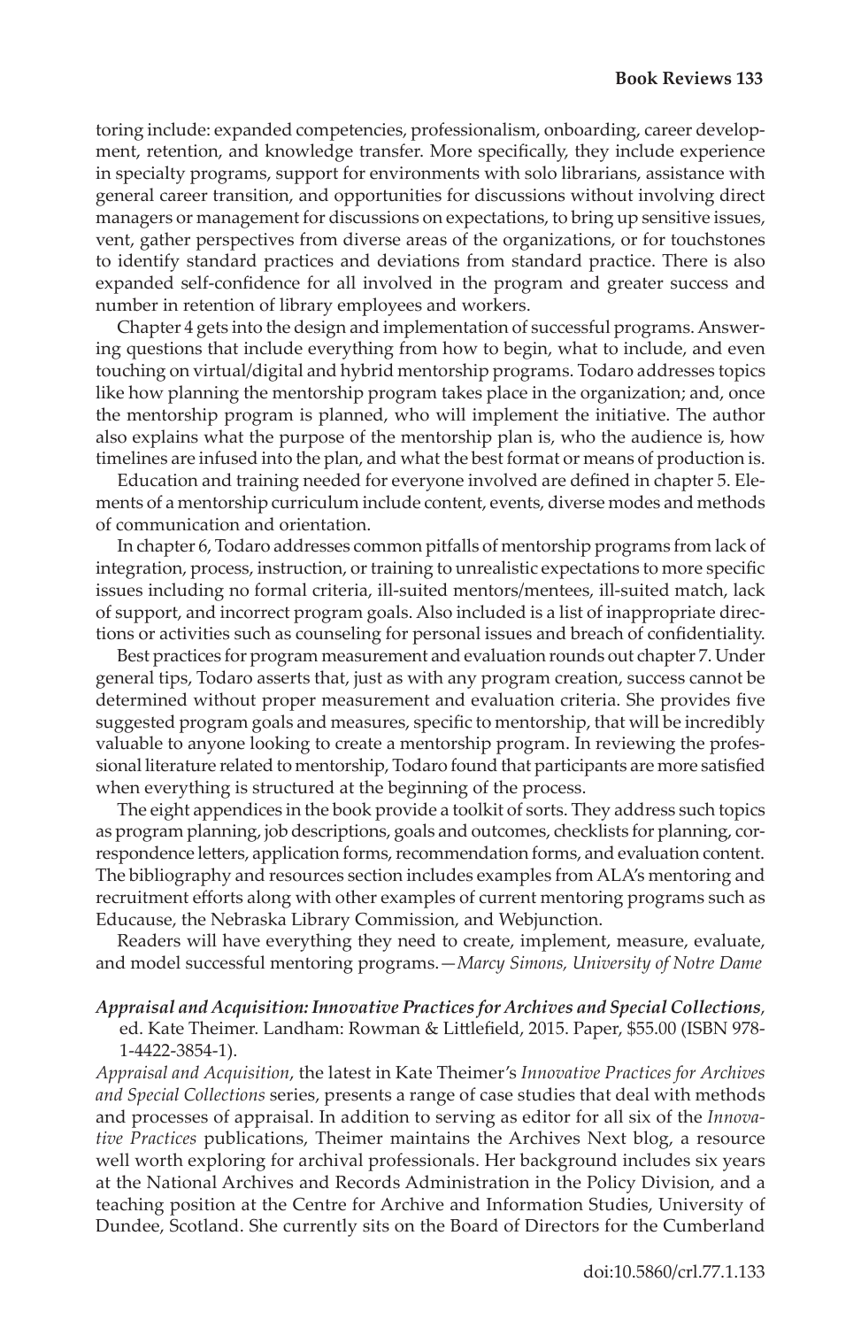toring include: expanded competencies, professionalism, onboarding, career development, retention, and knowledge transfer. More specifically, they include experience in specialty programs, support for environments with solo librarians, assistance with general career transition, and opportunities for discussions without involving direct managers or management for discussions on expectations, to bring up sensitive issues, vent, gather perspectives from diverse areas of the organizations, or for touchstones to identify standard practices and deviations from standard practice. There is also expanded self-confidence for all involved in the program and greater success and number in retention of library employees and workers.

Chapter 4 gets into the design and implementation of successful programs. Answering questions that include everything from how to begin, what to include, and even touching on virtual/digital and hybrid mentorship programs. Todaro addresses topics like how planning the mentorship program takes place in the organization; and, once the mentorship program is planned, who will implement the initiative. The author also explains what the purpose of the mentorship plan is, who the audience is, how timelines are infused into the plan, and what the best format or means of production is.

Education and training needed for everyone involved are defined in chapter 5. Elements of a mentorship curriculum include content, events, diverse modes and methods of communication and orientation.

In chapter 6, Todaro addresses common pitfalls of mentorship programs from lack of integration, process, instruction, or training to unrealistic expectations to more specific issues including no formal criteria, ill-suited mentors/mentees, ill-suited match, lack of support, and incorrect program goals. Also included is a list of inappropriate directions or activities such as counseling for personal issues and breach of confidentiality.

Best practices for program measurement and evaluation rounds out chapter 7. Under general tips, Todaro asserts that, just as with any program creation, success cannot be determined without proper measurement and evaluation criteria. She provides five suggested program goals and measures, specific to mentorship, that will be incredibly valuable to anyone looking to create a mentorship program. In reviewing the professional literature related to mentorship, Todaro found that participants are more satisfied when everything is structured at the beginning of the process.

The eight appendices in the book provide a toolkit of sorts. They address such topics as program planning, job descriptions, goals and outcomes, checklists for planning, correspondence letters, application forms, recommendation forms, and evaluation content. The bibliography and resources section includes examples from ALA's mentoring and recruitment efforts along with other examples of current mentoring programs such as Educause, the Nebraska Library Commission, and Webjunction.

Readers will have everything they need to create, implement, measure, evaluate, and model successful mentoring programs.—*Marcy Simons, University of Notre Dame*

***Appraisal and Acquisition: Innovative Practices for Archives and Special Collections***, ed. Kate Theimer. Landham: Rowman & Littlefield, 2015. Paper, $55.00 (ISBN 978-1-4422-3854-1).

*Appraisal and Acquisition*, the latest in Kate Theimer's *Innovative Practices for Archives and Special Collections* series, presents a range of case studies that deal with methods and processes of appraisal. In addition to serving as editor for all six of the *Innovative Practices* publications, Theimer maintains the Archives Next blog, a resource well worth exploring for archival professionals. Her background includes six years at the National Archives and Records Administration in the Policy Division, and a teaching position at the Centre for Archive and Information Studies, University of Dundee, Scotland. She currently sits on the Board of Directors for the Cumberland